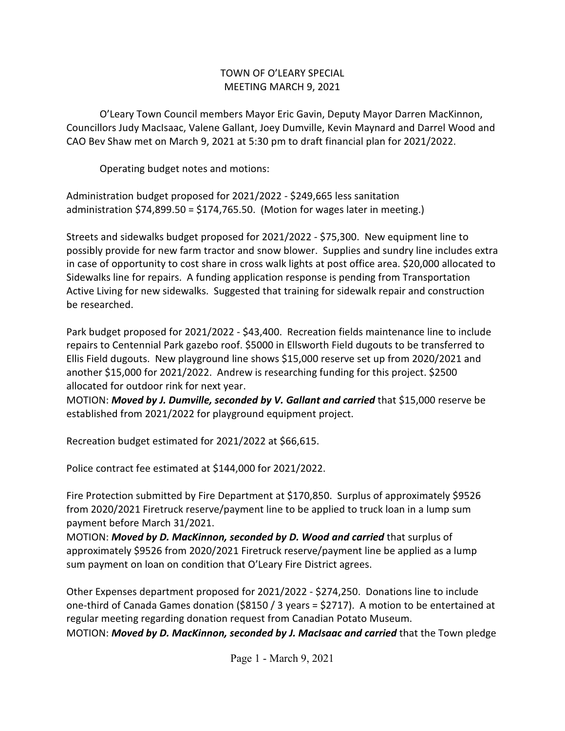# TOWN OF O'LEARY SPECIAL MEETING MARCH 9, 2021

O'Leary Town Council members Mayor Eric Gavin, Deputy Mayor Darren MacKinnon, Councillors Judy MacIsaac, Valene Gallant, Joey Dumville, Kevin Maynard and Darrel Wood and CAO Bev Shaw met on March 9, 2021 at 5:30 pm to draft financial plan for 2021/2022.

Operating budget notes and motions:

Administration budget proposed for 2021/2022 - $249,665 less sanitation administration $74,899.50 = $174,765.50. (Motion for wages later in meeting.)

Streets and sidewalks budget proposed for 2021/2022 - $75,300. New equipment line to possibly provide for new farm tractor and snow blower. Supplies and sundry line includes extra in case of opportunity to cost share in cross walk lights at post office area. $20,000 allocated to Sidewalks line for repairs. A funding application response is pending from Transportation Active Living for new sidewalks. Suggested that training for sidewalk repair and construction be researched.

Park budget proposed for 2021/2022 - $43,400. Recreation fields maintenance line to include repairs to Centennial Park gazebo roof. $5000 in Ellsworth Field dugouts to be transferred to Ellis Field dugouts. New playground line shows $15,000 reserve set up from 2020/2021 and another $15,000 for 2021/2022. Andrew is researching funding for this project. $2500 allocated for outdoor rink for next year.

MOTION: ***Moved by J. Dumville, seconded by V. Gallant and carried*** that $15,000 reserve be established from 2021/2022 for playground equipment project.

Recreation budget estimated for 2021/2022 at $66,615.

Police contract fee estimated at $144,000 for 2021/2022.

Fire Protection submitted by Fire Department at $170,850. Surplus of approximately $9526 from 2020/2021 Firetruck reserve/payment line to be applied to truck loan in a lump sum payment before March 31/2021.

MOTION: ***Moved by D. MacKinnon, seconded by D. Wood and carried*** that surplus of approximately $9526 from 2020/2021 Firetruck reserve/payment line be applied as a lump sum payment on loan on condition that O'Leary Fire District agrees.

Other Expenses department proposed for 2021/2022 - $274,250. Donations line to include one-third of Canada Games donation ($8150 / 3 years = $2717). A motion to be entertained at regular meeting regarding donation request from Canadian Potato Museum.

MOTION: ***Moved by D. MacKinnon, seconded by J. MacIsaac and carried*** that the Town pledge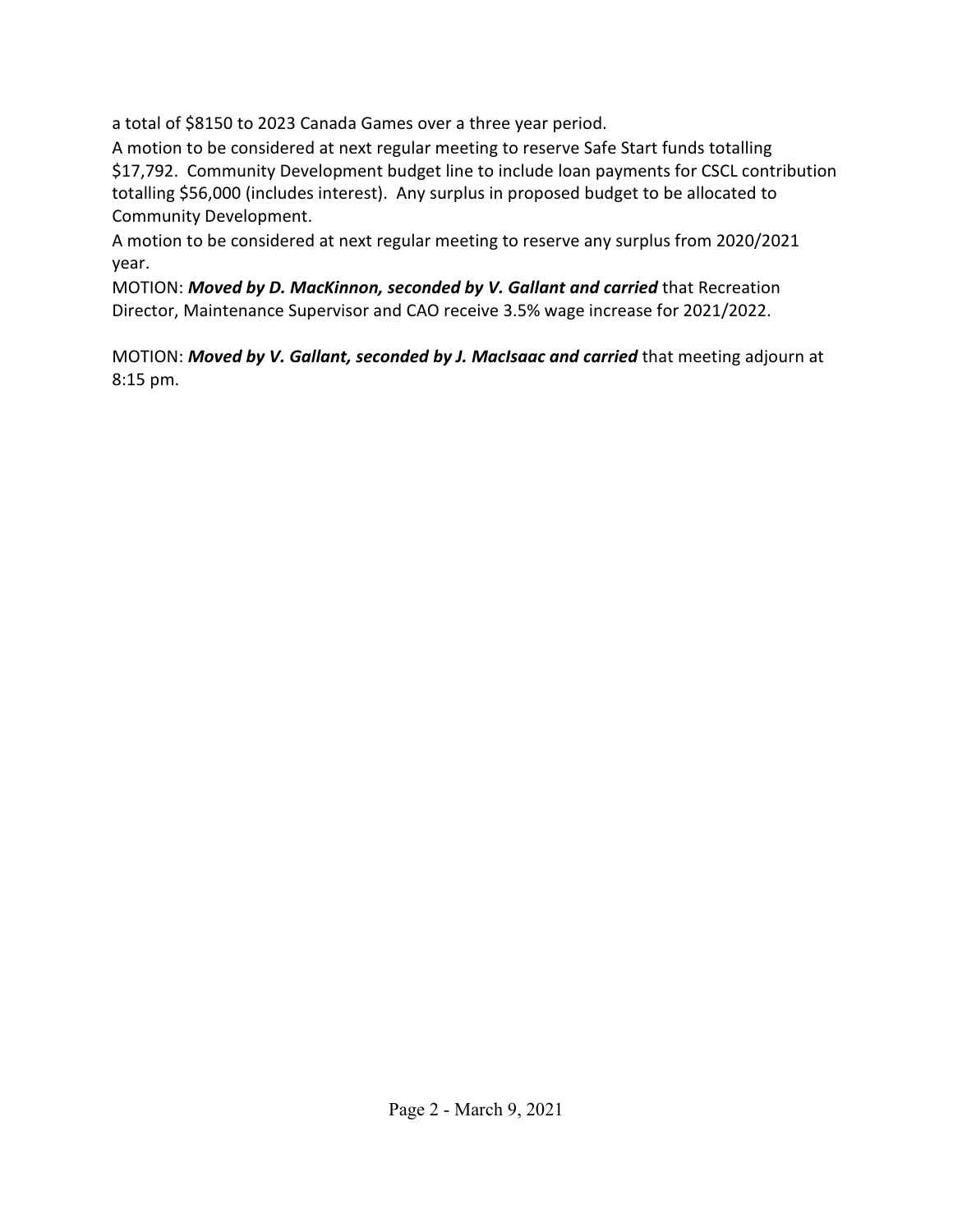a total of $8150 to 2023 Canada Games over a three year period.
A motion to be considered at next regular meeting to reserve Safe Start funds totalling $17,792. Community Development budget line to include loan payments for CSCL contribution totalling $56,000 (includes interest). Any surplus in proposed budget to be allocated to Community Development.
A motion to be considered at next regular meeting to reserve any surplus from 2020/2021 year.
MOTION: ***Moved by D. MacKinnon, seconded by V. Gallant and carried*** that Recreation Director, Maintenance Supervisor and CAO receive 3.5% wage increase for 2021/2022.

MOTION: ***Moved by V. Gallant, seconded by J. MacIsaac and carried*** that meeting adjourn at 8:15 pm.